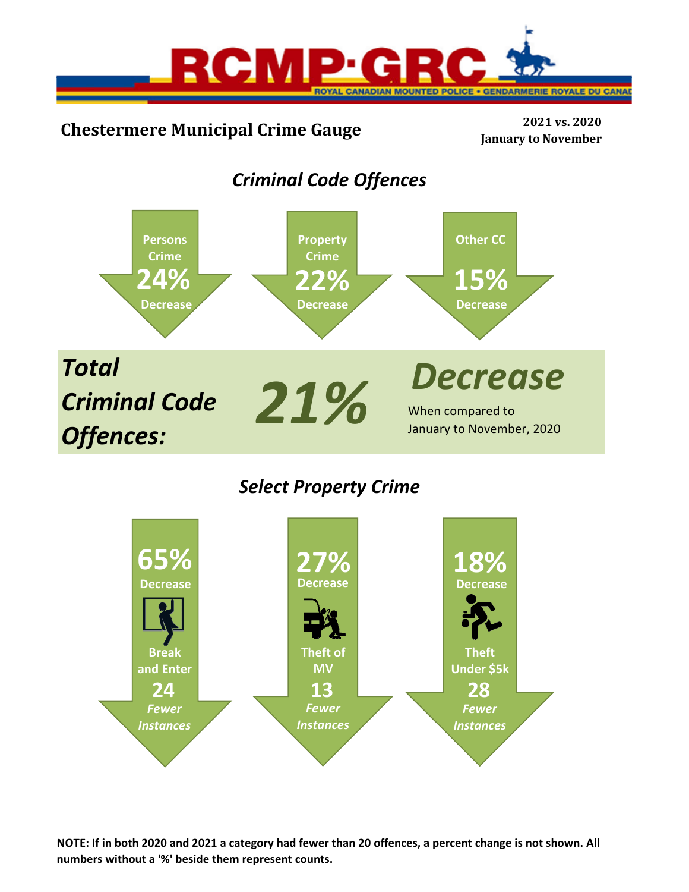RCMP·GRC

ROYAL CANADIAN MOUNTED POLICE • GENDARMERIE ROYALE DU CANADA

# Chestermere Municipal Crime Gauge

**2021 vs. 2020**
**January to November**

## *Criminal Code Offences*

**Persons Crime**
**24%**
**Decrease**

**Property Crime**
**22%**
**Decrease**

**Other CC**
**15%**
**Decrease**

***Total Criminal Code Offences:*** ***21%*** ***Decrease***

When compared to January to November, 2020

## *Select Property Crime*

**65%**
**Decrease**
**Break and Enter**
**24**
***Fewer Instances***

**27%**
**Decrease**
**Theft of MV**
**13**
***Fewer Instances***

**18%**
**Decrease**
**Theft Under $5k**
**28**
***Fewer Instances***

**NOTE: If in both 2020 and 2021 a category had fewer than 20 offences, a percent change is not shown. All numbers without a '%' beside them represent counts.**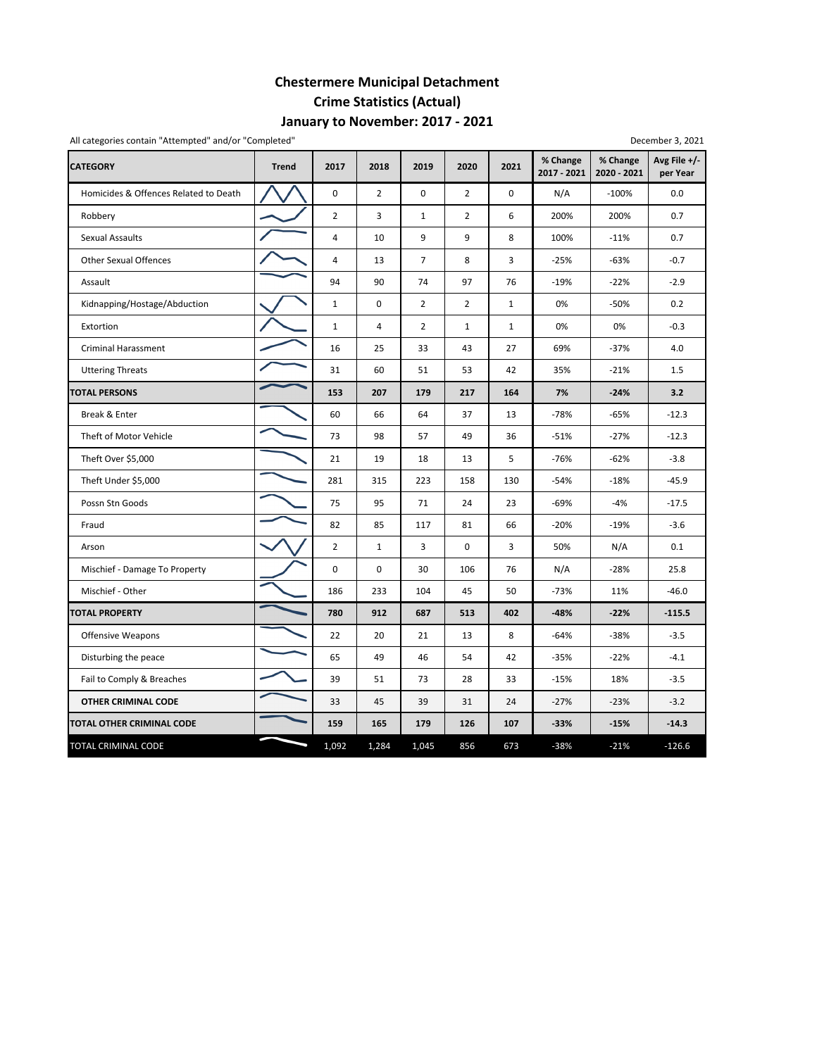# Chestermere Municipal Detachment
## Crime Statistics (Actual)
## January to November: 2017 - 2021

All categories contain "Attempted" and/or "Completed"

December 3, 2021

| CATEGORY | Trend | 2017 | 2018 | 2019 | 2020 | 2021 | % Change 2017 - 2021 | % Change 2020 - 2021 | Avg File +/- per Year |
|---|---|---|---|---|---|---|---|---|---|
| Homicides & Offences Related to Death | | 0 | 2 | 0 | 2 | 0 | N/A | -100% | 0.0 |
| Robbery | | 2 | 3 | 1 | 2 | 6 | 200% | 200% | 0.7 |
| Sexual Assaults | | 4 | 10 | 9 | 9 | 8 | 100% | -11% | 0.7 |
| Other Sexual Offences | | 4 | 13 | 7 | 8 | 3 | -25% | -63% | -0.7 |
| Assault | | 94 | 90 | 74 | 97 | 76 | -19% | -22% | -2.9 |
| Kidnapping/Hostage/Abduction | | 1 | 0 | 2 | 2 | 1 | 0% | -50% | 0.2 |
| Extortion | | 1 | 4 | 2 | 1 | 1 | 0% | 0% | -0.3 |
| Criminal Harassment | | 16 | 25 | 33 | 43 | 27 | 69% | -37% | 4.0 |
| Uttering Threats | | 31 | 60 | 51 | 53 | 42 | 35% | -21% | 1.5 |
| **TOTAL PERSONS** | | **153** | **207** | **179** | **217** | **164** | **7%** | **-24%** | **3.2** |
| Break & Enter | | 60 | 66 | 64 | 37 | 13 | -78% | -65% | -12.3 |
| Theft of Motor Vehicle | | 73 | 98 | 57 | 49 | 36 | -51% | -27% | -12.3 |
| Theft Over $5,000 | | 21 | 19 | 18 | 13 | 5 | -76% | -62% | -3.8 |
| Theft Under $5,000 | | 281 | 315 | 223 | 158 | 130 | -54% | -18% | -45.9 |
| Possn Stn Goods | | 75 | 95 | 71 | 24 | 23 | -69% | -4% | -17.5 |
| Fraud | | 82 | 85 | 117 | 81 | 66 | -20% | -19% | -3.6 |
| Arson | | 2 | 1 | 3 | 0 | 3 | 50% | N/A | 0.1 |
| Mischief - Damage To Property | | 0 | 0 | 30 | 106 | 76 | N/A | -28% | 25.8 |
| Mischief - Other | | 186 | 233 | 104 | 45 | 50 | -73% | 11% | -46.0 |
| **TOTAL PROPERTY** | | **780** | **912** | **687** | **513** | **402** | **-48%** | **-22%** | **-115.5** |
| Offensive Weapons | | 22 | 20 | 21 | 13 | 8 | -64% | -38% | -3.5 |
| Disturbing the peace | | 65 | 49 | 46 | 54 | 42 | -35% | -22% | -4.1 |
| Fail to Comply & Breaches | | 39 | 51 | 73 | 28 | 33 | -15% | 18% | -3.5 |
| **OTHER CRIMINAL CODE** | | 33 | 45 | 39 | 31 | 24 | -27% | -23% | -3.2 |
| **TOTAL OTHER CRIMINAL CODE** | | **159** | **165** | **179** | **126** | **107** | **-33%** | **-15%** | **-14.3** |
| TOTAL CRIMINAL CODE | | 1,092 | 1,284 | 1,045 | 856 | 673 | -38% | -21% | -126.6 |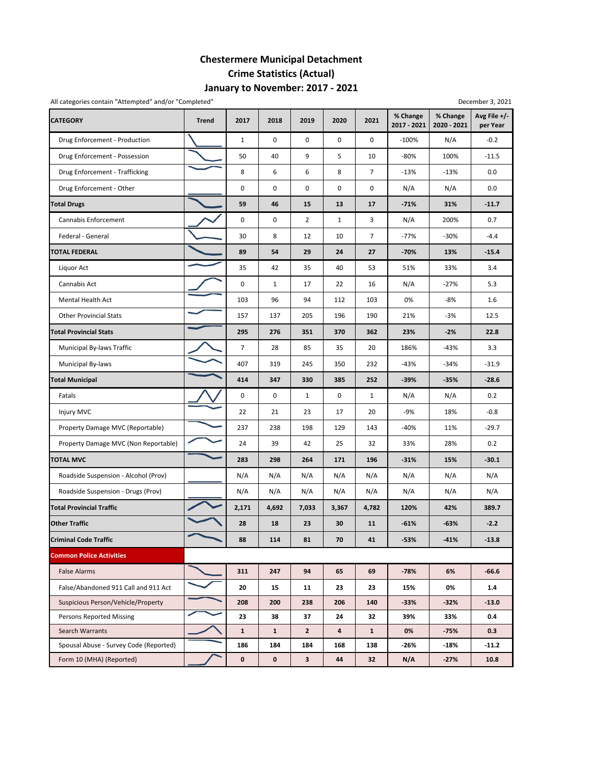# Chestermere Municipal Detachment
## Crime Statistics (Actual)
## January to November: 2017 - 2021

All categories contain "Attempted" and/or "Completed"

December 3, 2021

| CATEGORY | Trend | 2017 | 2018 | 2019 | 2020 | 2021 | % Change 2017 - 2021 | % Change 2020 - 2021 | Avg File +/- per Year |
|---|---|---|---|---|---|---|---|---|---|
| Drug Enforcement - Production | | 1 | 0 | 0 | 0 | 0 | -100% | N/A | -0.2 |
| Drug Enforcement - Possession | | 50 | 40 | 9 | 5 | 10 | -80% | 100% | -11.5 |
| Drug Enforcement - Trafficking | | 8 | 6 | 6 | 8 | 7 | -13% | -13% | 0.0 |
| Drug Enforcement - Other | | 0 | 0 | 0 | 0 | 0 | N/A | N/A | 0.0 |
| **Total Drugs** | | **59** | **46** | **15** | **13** | **17** | **-71%** | **31%** | **-11.7** |
| Cannabis Enforcement | | 0 | 0 | 2 | 1 | 3 | N/A | 200% | 0.7 |
| Federal - General | | 30 | 8 | 12 | 10 | 7 | -77% | -30% | -4.4 |
| **TOTAL FEDERAL** | | **89** | **54** | **29** | **24** | **27** | **-70%** | **13%** | **-15.4** |
| Liquor Act | | 35 | 42 | 35 | 40 | 53 | 51% | 33% | 3.4 |
| Cannabis Act | | 0 | 1 | 17 | 22 | 16 | N/A | -27% | 5.3 |
| Mental Health Act | | 103 | 96 | 94 | 112 | 103 | 0% | -8% | 1.6 |
| Other Provincial Stats | | 157 | 137 | 205 | 196 | 190 | 21% | -3% | 12.5 |
| **Total Provincial Stats** | | **295** | **276** | **351** | **370** | **362** | **23%** | **-2%** | **22.8** |
| Municipal By-laws Traffic | | 7 | 28 | 85 | 35 | 20 | 186% | -43% | 3.3 |
| Municipal By-laws | | 407 | 319 | 245 | 350 | 232 | -43% | -34% | -31.9 |
| **Total Municipal** | | **414** | **347** | **330** | **385** | **252** | **-39%** | **-35%** | **-28.6** |
| Fatals | | 0 | 0 | 1 | 0 | 1 | N/A | N/A | 0.2 |
| Injury MVC | | 22 | 21 | 23 | 17 | 20 | -9% | 18% | -0.8 |
| Property Damage MVC (Reportable) | | 237 | 238 | 198 | 129 | 143 | -40% | 11% | -29.7 |
| Property Damage MVC (Non Reportable) | | 24 | 39 | 42 | 25 | 32 | 33% | 28% | 0.2 |
| **TOTAL MVC** | | **283** | **298** | **264** | **171** | **196** | **-31%** | **15%** | **-30.1** |
| Roadside Suspension - Alcohol (Prov) | | N/A | N/A | N/A | N/A | N/A | N/A | N/A | N/A |
| Roadside Suspension - Drugs (Prov) | | N/A | N/A | N/A | N/A | N/A | N/A | N/A | N/A |
| **Total Provincial Traffic** | | **2,171** | **4,692** | **7,033** | **3,367** | **4,782** | **120%** | **42%** | **389.7** |
| **Other Traffic** | | **28** | **18** | **23** | **30** | **11** | **-61%** | **-63%** | **-2.2** |
| **Criminal Code Traffic** | | **88** | **114** | **81** | **70** | **41** | **-53%** | **-41%** | **-13.8** |
| **Common Police Activities** | | | | | | | | | |
| False Alarms | | **311** | **247** | **94** | **65** | **69** | **-78%** | **6%** | **-66.6** |
| False/Abandoned 911 Call and 911 Act | | **20** | **15** | **11** | **23** | **23** | **15%** | **0%** | **1.4** |
| Suspicious Person/Vehicle/Property | | **208** | **200** | **238** | **206** | **140** | **-33%** | **-32%** | **-13.0** |
| Persons Reported Missing | | **23** | **38** | **37** | **24** | **32** | **39%** | **33%** | **0.4** |
| Search Warrants | | **1** | **1** | **2** | **4** | **1** | **0%** | **-75%** | **0.3** |
| Spousal Abuse - Survey Code (Reported) | | **186** | **184** | **184** | **168** | **138** | **-26%** | **-18%** | **-11.2** |
| Form 10 (MHA) (Reported) | | **0** | **0** | **3** | **44** | **32** | **N/A** | **-27%** | **10.8** |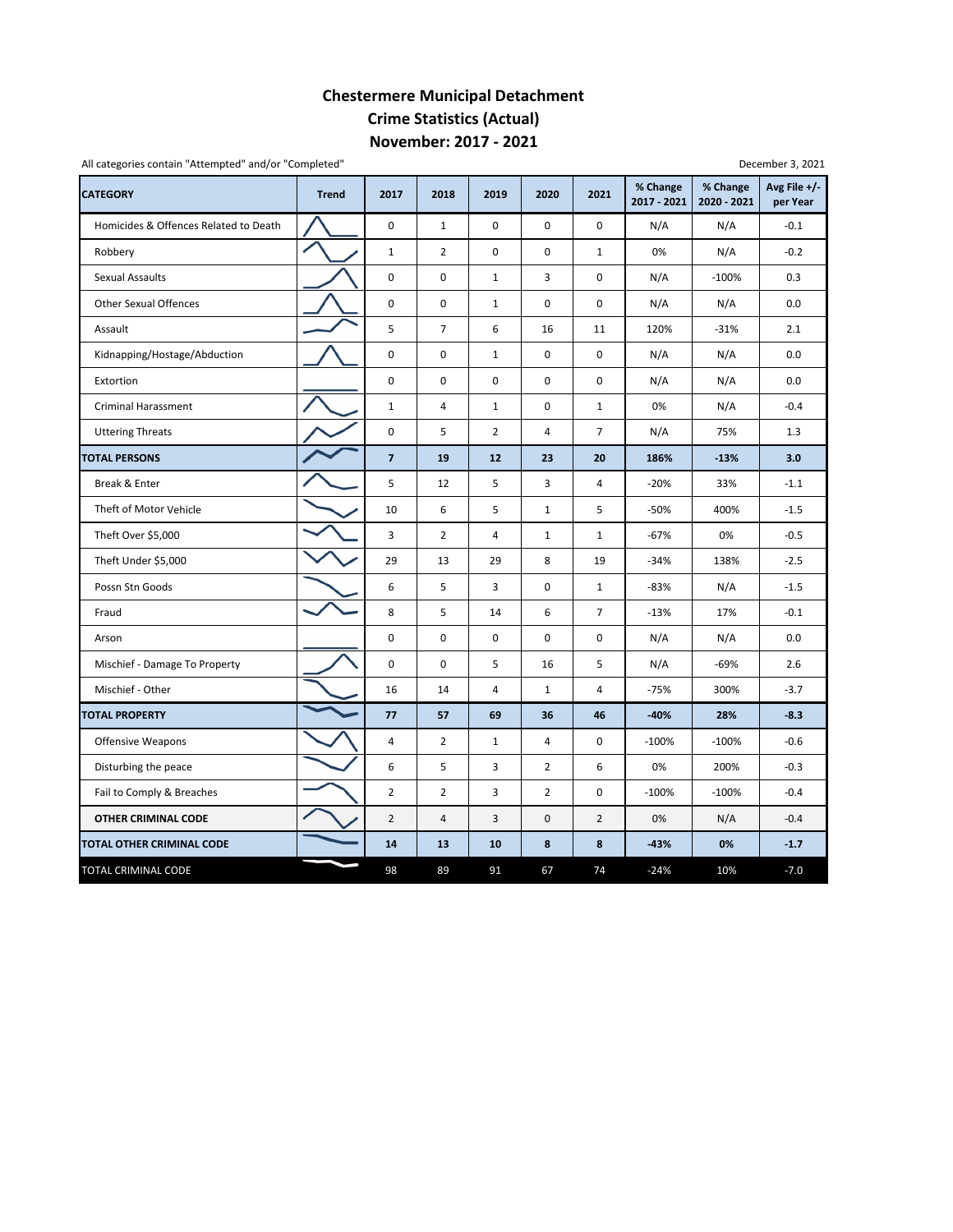# Chestermere Municipal Detachment
## Crime Statistics (Actual)
## November: 2017 - 2021

All categories contain "Attempted" and/or "Completed"

December 3, 2021

| CATEGORY | Trend | 2017 | 2018 | 2019 | 2020 | 2021 | % Change 2017 - 2021 | % Change 2020 - 2021 | Avg File +/- per Year |
|---|---|---|---|---|---|---|---|---|---|
| Homicides & Offences Related to Death | | 0 | 1 | 0 | 0 | 0 | N/A | N/A | -0.1 |
| Robbery | | 1 | 2 | 0 | 0 | 1 | 0% | N/A | -0.2 |
| Sexual Assaults | | 0 | 0 | 1 | 3 | 0 | N/A | -100% | 0.3 |
| Other Sexual Offences | | 0 | 0 | 1 | 0 | 0 | N/A | N/A | 0.0 |
| Assault | | 5 | 7 | 6 | 16 | 11 | 120% | -31% | 2.1 |
| Kidnapping/Hostage/Abduction | | 0 | 0 | 1 | 0 | 0 | N/A | N/A | 0.0 |
| Extortion | | 0 | 0 | 0 | 0 | 0 | N/A | N/A | 0.0 |
| Criminal Harassment | | 1 | 4 | 1 | 0 | 1 | 0% | N/A | -0.4 |
| Uttering Threats | | 0 | 5 | 2 | 4 | 7 | N/A | 75% | 1.3 |
| **TOTAL PERSONS** | | **7** | **19** | **12** | **23** | **20** | **186%** | **-13%** | **3.0** |
| Break & Enter | | 5 | 12 | 5 | 3 | 4 | -20% | 33% | -1.1 |
| Theft of Motor Vehicle | | 10 | 6 | 5 | 1 | 5 | -50% | 400% | -1.5 |
| Theft Over $5,000 | | 3 | 2 | 4 | 1 | 1 | -67% | 0% | -0.5 |
| Theft Under $5,000 | | 29 | 13 | 29 | 8 | 19 | -34% | 138% | -2.5 |
| Possn Stn Goods | | 6 | 5 | 3 | 0 | 1 | -83% | N/A | -1.5 |
| Fraud | | 8 | 5 | 14 | 6 | 7 | -13% | 17% | -0.1 |
| Arson | | 0 | 0 | 0 | 0 | 0 | N/A | N/A | 0.0 |
| Mischief - Damage To Property | | 0 | 0 | 5 | 16 | 5 | N/A | -69% | 2.6 |
| Mischief - Other | | 16 | 14 | 4 | 1 | 4 | -75% | 300% | -3.7 |
| **TOTAL PROPERTY** | | **77** | **57** | **69** | **36** | **46** | **-40%** | **28%** | **-8.3** |
| Offensive Weapons | | 4 | 2 | 1 | 4 | 0 | -100% | -100% | -0.6 |
| Disturbing the peace | | 6 | 5 | 3 | 2 | 6 | 0% | 200% | -0.3 |
| Fail to Comply & Breaches | | 2 | 2 | 3 | 2 | 0 | -100% | -100% | -0.4 |
| **OTHER CRIMINAL CODE** | | 2 | 4 | 3 | 0 | 2 | 0% | N/A | -0.4 |
| **TOTAL OTHER CRIMINAL CODE** | | **14** | **13** | **10** | **8** | **8** | **-43%** | **0%** | **-1.7** |
| TOTAL CRIMINAL CODE | | 98 | 89 | 91 | 67 | 74 | -24% | 10% | -7.0 |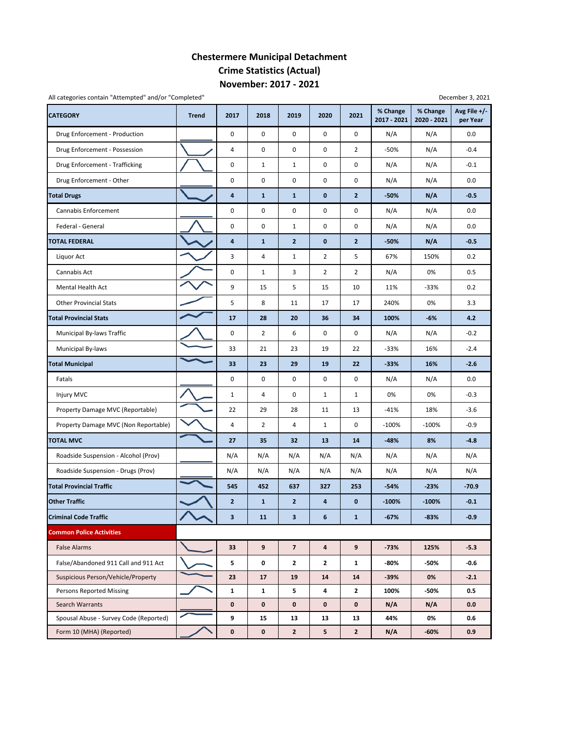# Chestermere Municipal Detachment
## Crime Statistics (Actual)
## November: 2017 - 2021

All categories contain "Attempted" and/or "Completed"

December 3, 2021

| CATEGORY | Trend | 2017 | 2018 | 2019 | 2020 | 2021 | % Change 2017 - 2021 | % Change 2020 - 2021 | Avg File +/- per Year |
|---|---|---|---|---|---|---|---|---|---|
| Drug Enforcement - Production | | 0 | 0 | 0 | 0 | 0 | N/A | N/A | 0.0 |
| Drug Enforcement - Possession | | 4 | 0 | 0 | 0 | 2 | -50% | N/A | -0.4 |
| Drug Enforcement - Trafficking | | 0 | 1 | 1 | 0 | 0 | N/A | N/A | -0.1 |
| Drug Enforcement - Other | | 0 | 0 | 0 | 0 | 0 | N/A | N/A | 0.0 |
| **Total Drugs** | | **4** | **1** | **1** | **0** | **2** | **-50%** | **N/A** | **-0.5** |
| Cannabis Enforcement | | 0 | 0 | 0 | 0 | 0 | N/A | N/A | 0.0 |
| Federal - General | | 0 | 0 | 1 | 0 | 0 | N/A | N/A | 0.0 |
| **TOTAL FEDERAL** | | **4** | **1** | **2** | **0** | **2** | **-50%** | **N/A** | **-0.5** |
| Liquor Act | | 3 | 4 | 1 | 2 | 5 | 67% | 150% | 0.2 |
| Cannabis Act | | 0 | 1 | 3 | 2 | 2 | N/A | 0% | 0.5 |
| Mental Health Act | | 9 | 15 | 5 | 15 | 10 | 11% | -33% | 0.2 |
| Other Provincial Stats | | 5 | 8 | 11 | 17 | 17 | 240% | 0% | 3.3 |
| **Total Provincial Stats** | | **17** | **28** | **20** | **36** | **34** | **100%** | **-6%** | **4.2** |
| Municipal By-laws Traffic | | 0 | 2 | 6 | 0 | 0 | N/A | N/A | -0.2 |
| Municipal By-laws | | 33 | 21 | 23 | 19 | 22 | -33% | 16% | -2.4 |
| **Total Municipal** | | **33** | **23** | **29** | **19** | **22** | **-33%** | **16%** | **-2.6** |
| Fatals | | 0 | 0 | 0 | 0 | 0 | N/A | N/A | 0.0 |
| Injury MVC | | 1 | 4 | 0 | 1 | 1 | 0% | 0% | -0.3 |
| Property Damage MVC (Reportable) | | 22 | 29 | 28 | 11 | 13 | -41% | 18% | -3.6 |
| Property Damage MVC (Non Reportable) | | 4 | 2 | 4 | 1 | 0 | -100% | -100% | -0.9 |
| **TOTAL MVC** | | **27** | **35** | **32** | **13** | **14** | **-48%** | **8%** | **-4.8** |
| Roadside Suspension - Alcohol (Prov) | | N/A | N/A | N/A | N/A | N/A | N/A | N/A | N/A |
| Roadside Suspension - Drugs (Prov) | | N/A | N/A | N/A | N/A | N/A | N/A | N/A | N/A |
| **Total Provincial Traffic** | | **545** | **452** | **637** | **327** | **253** | **-54%** | **-23%** | **-70.9** |
| **Other Traffic** | | **2** | **1** | **2** | **4** | **0** | **-100%** | **-100%** | **-0.1** |
| **Criminal Code Traffic** | | **3** | **11** | **3** | **6** | **1** | **-67%** | **-83%** | **-0.9** |
| **Common Police Activities** | | | | | | | | | |
| False Alarms | | **33** | **9** | **7** | **4** | **9** | **-73%** | **125%** | **-5.3** |
| False/Abandoned 911 Call and 911 Act | | **5** | **0** | **2** | **2** | **1** | **-80%** | **-50%** | **-0.6** |
| Suspicious Person/Vehicle/Property | | **23** | **17** | **19** | **14** | **14** | **-39%** | **0%** | **-2.1** |
| Persons Reported Missing | | **1** | **1** | **5** | **4** | **2** | **100%** | **-50%** | **0.5** |
| Search Warrants | | **0** | **0** | **0** | **0** | **0** | **N/A** | **N/A** | **0.0** |
| Spousal Abuse - Survey Code (Reported) | | **9** | **15** | **13** | **13** | **13** | **44%** | **0%** | **0.6** |
| Form 10 (MHA) (Reported) | | **0** | **0** | **2** | **5** | **2** | **N/A** | **-60%** | **0.9** |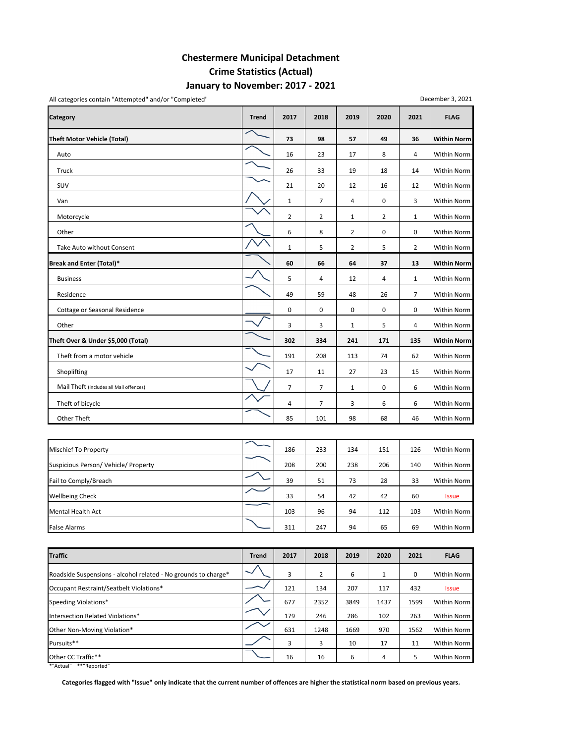# Chestermere Municipal Detachment
# Crime Statistics (Actual)
# January to November: 2017 - 2021

All categories contain "Attempted" and/or "Completed"

December 3, 2021

| Category | Trend | 2017 | 2018 | 2019 | 2020 | 2021 | FLAG |
|---|---|---|---|---|---|---|---|
| **Theft Motor Vehicle (Total)** | | **73** | **98** | **57** | **49** | **36** | **Within Norm** |
| Auto | | 16 | 23 | 17 | 8 | 4 | Within Norm |
| Truck | | 26 | 33 | 19 | 18 | 14 | Within Norm |
| SUV | | 21 | 20 | 12 | 16 | 12 | Within Norm |
| Van | | 1 | 7 | 4 | 0 | 3 | Within Norm |
| Motorcycle | | 2 | 2 | 1 | 2 | 1 | Within Norm |
| Other | | 6 | 8 | 2 | 0 | 0 | Within Norm |
| Take Auto without Consent | | 1 | 5 | 2 | 5 | 2 | Within Norm |
| **Break and Enter (Total)*** | | **60** | **66** | **64** | **37** | **13** | **Within Norm** |
| Business | | 5 | 4 | 12 | 4 | 1 | Within Norm |
| Residence | | 49 | 59 | 48 | 26 | 7 | Within Norm |
| Cottage or Seasonal Residence | | 0 | 0 | 0 | 0 | 0 | Within Norm |
| Other | | 3 | 3 | 1 | 5 | 4 | Within Norm |
| **Theft Over & Under $5,000 (Total)** | | **302** | **334** | **241** | **171** | **135** | **Within Norm** |
| Theft from a motor vehicle | | 191 | 208 | 113 | 74 | 62 | Within Norm |
| Shoplifting | | 17 | 11 | 27 | 23 | 15 | Within Norm |
| Mail Theft (includes all Mail offences) | | 7 | 7 | 1 | 0 | 6 | Within Norm |
| Theft of bicycle | | 4 | 7 | 3 | 6 | 6 | Within Norm |
| Other Theft | | 85 | 101 | 98 | 68 | 46 | Within Norm |

| Category | Trend | 2017 | 2018 | 2019 | 2020 | 2021 | FLAG |
|---|---|---|---|---|---|---|---|
| Mischief To Property | | 186 | 233 | 134 | 151 | 126 | Within Norm |
| Suspicious Person/ Vehicle/ Property | | 208 | 200 | 238 | 206 | 140 | Within Norm |
| Fail to Comply/Breach | | 39 | 51 | 73 | 28 | 33 | Within Norm |
| Wellbeing Check | | 33 | 54 | 42 | 42 | 60 | Issue |
| Mental Health Act | | 103 | 96 | 94 | 112 | 103 | Within Norm |
| False Alarms | | 311 | 247 | 94 | 65 | 69 | Within Norm |

| Traffic | Trend | 2017 | 2018 | 2019 | 2020 | 2021 | FLAG |
|---|---|---|---|---|---|---|---|
| Roadside Suspensions - alcohol related - No grounds to charge* | | 3 | 2 | 6 | 1 | 0 | Within Norm |
| Occupant Restraint/Seatbelt Violations* | | 121 | 134 | 207 | 117 | 432 | Issue |
| Speeding Violations* | | 677 | 2352 | 3849 | 1437 | 1599 | Within Norm |
| Intersection Related Violations* | | 179 | 246 | 286 | 102 | 263 | Within Norm |
| Other Non-Moving Violation* | | 631 | 1248 | 1669 | 970 | 1562 | Within Norm |
| Pursuits** | | 3 | 3 | 10 | 17 | 11 | Within Norm |
| Other CC Traffic** | | 16 | 16 | 6 | 4 | 5 | Within Norm |

*"Actual" **"Reported"

**Categories flagged with "Issue" only indicate that the current number of offences are higher the statistical norm based on previous years.**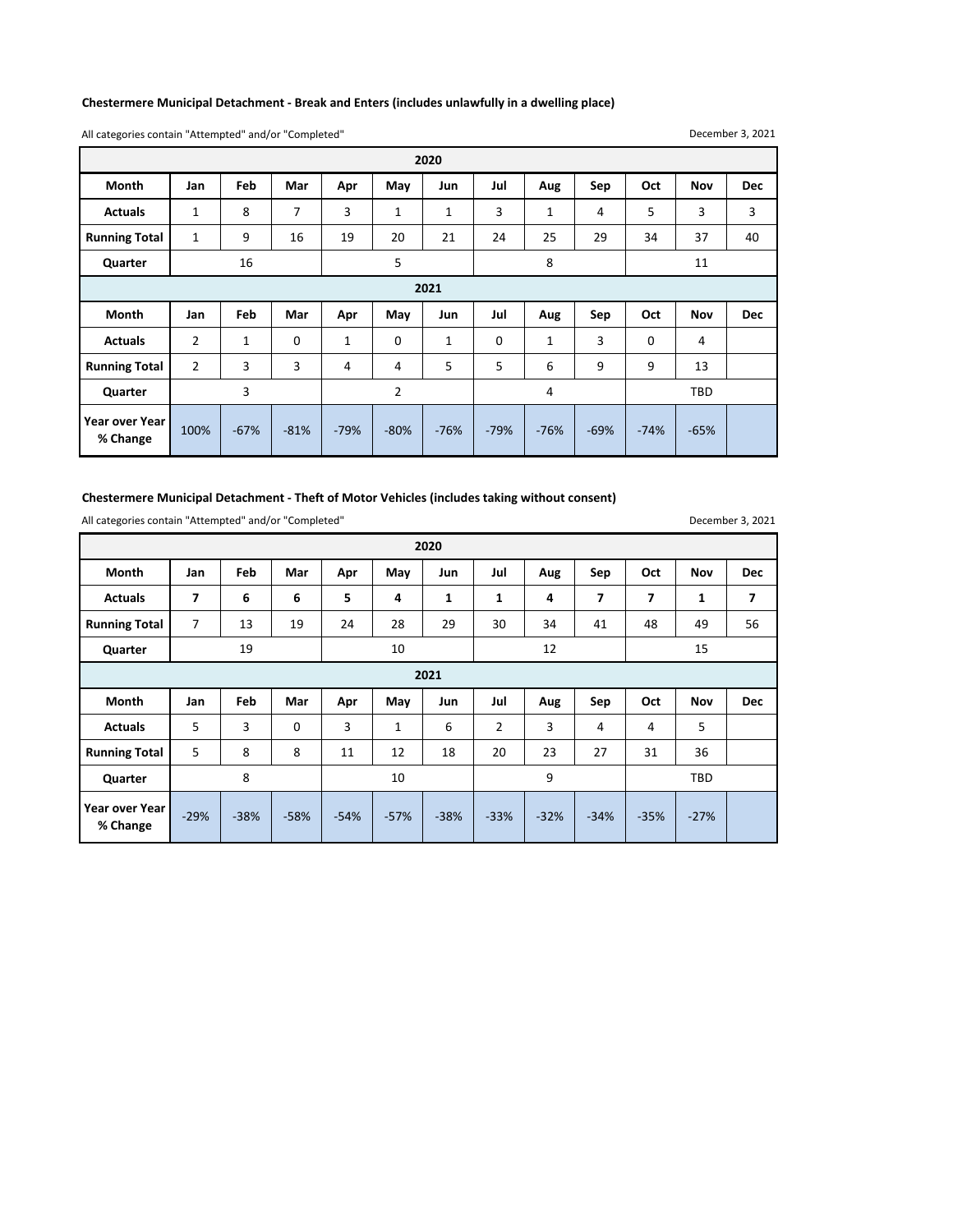**Chestermere Municipal Detachment - Break and Enters (includes unlawfully in a dwelling place)**

All categories contain "Attempted" and/or "Completed"

December 3, 2021

| 2020 | | | | | | | | | | | | |
|---|---|---|---|---|---|---|---|---|---|---|---|---|
| Month | Jan | Feb | Mar | Apr | May | Jun | Jul | Aug | Sep | Oct | Nov | Dec |
| Actuals | 1 | 8 | 7 | 3 | 1 | 1 | 3 | 1 | 4 | 5 | 3 | 3 |
| Running Total | 1 | 9 | 16 | 19 | 20 | 21 | 24 | 25 | 29 | 34 | 37 | 40 |
| Quarter | 16 | | | 5 | | | 8 | | | 11 | | |
| **2021** | | | | | | | | | | | | |
| Month | Jan | Feb | Mar | Apr | May | Jun | Jul | Aug | Sep | Oct | Nov | Dec |
| Actuals | 2 | 1 | 0 | 1 | 0 | 1 | 0 | 1 | 3 | 0 | 4 | |
| Running Total | 2 | 3 | 3 | 4 | 4 | 5 | 5 | 6 | 9 | 9 | 13 | |
| Quarter | 3 | | | 2 | | | 4 | | | TBD | | |
| Year over Year % Change | 100% | -67% | -81% | -79% | -80% | -76% | -79% | -76% | -69% | -74% | -65% | |

**Chestermere Municipal Detachment - Theft of Motor Vehicles (includes taking without consent)**

All categories contain "Attempted" and/or "Completed"

December 3, 2021

| 2020 | | | | | | | | | | | | |
|---|---|---|---|---|---|---|---|---|---|---|---|---|
| Month | Jan | Feb | Mar | Apr | May | Jun | Jul | Aug | Sep | Oct | Nov | Dec |
| Actuals | **7** | **6** | **6** | **5** | **4** | **1** | **1** | **4** | **7** | **7** | **1** | **7** |
| Running Total | 7 | 13 | 19 | 24 | 28 | 29 | 30 | 34 | 41 | 48 | 49 | 56 |
| Quarter | 19 | | | 10 | | | 12 | | | 15 | | |
| **2021** | | | | | | | | | | | | |
| Month | Jan | Feb | Mar | Apr | May | Jun | Jul | Aug | Sep | Oct | Nov | Dec |
| Actuals | 5 | 3 | 0 | 3 | 1 | 6 | 2 | 3 | 4 | 4 | 5 | |
| Running Total | 5 | 8 | 8 | 11 | 12 | 18 | 20 | 23 | 27 | 31 | 36 | |
| Quarter | 8 | | | 10 | | | 9 | | | TBD | | |
| Year over Year % Change | -29% | -38% | -58% | -54% | -57% | -38% | -33% | -32% | -34% | -35% | -27% | |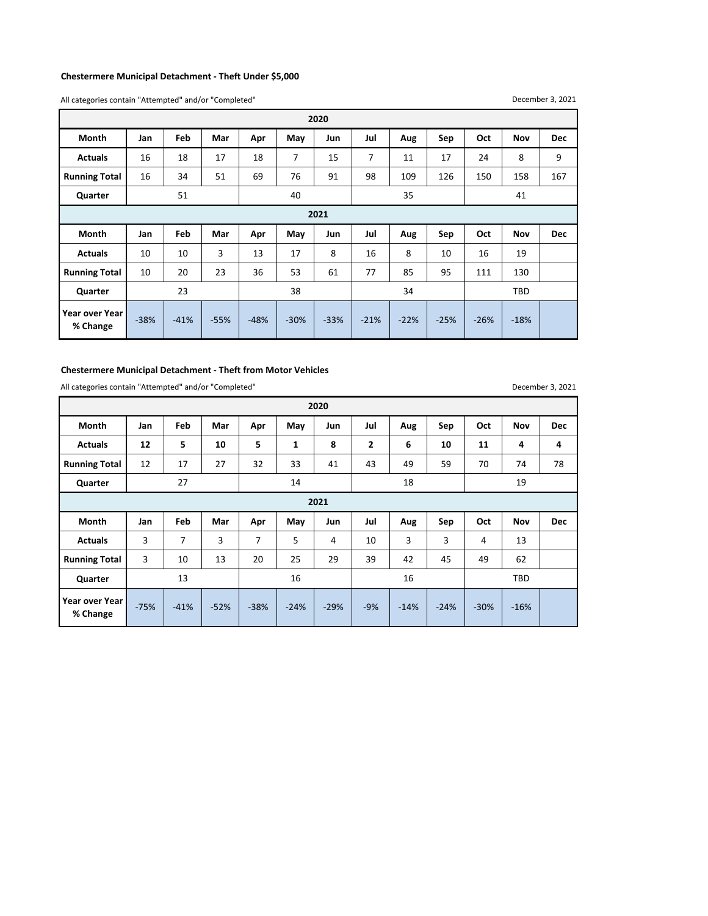**Chestermere Municipal Detachment - Theft Under $5,000**

All categories contain "Attempted" and/or "Completed"

December 3, 2021

| 2020 | | | | | | | | | | | | |
|---|---|---|---|---|---|---|---|---|---|---|---|---|
| **Month** | **Jan** | **Feb** | **Mar** | **Apr** | **May** | **Jun** | **Jul** | **Aug** | **Sep** | **Oct** | **Nov** | **Dec** |
| **Actuals** | 16 | 18 | 17 | 18 | 7 | 15 | 7 | 11 | 17 | 24 | 8 | 9 |
| **Running Total** | 16 | 34 | 51 | 69 | 76 | 91 | 98 | 109 | 126 | 150 | 158 | 167 |
| **Quarter** | | 51 | | | 40 | | | 35 | | | 41 | |
| **2021** | | | | | | | | | | | | |
| **Month** | **Jan** | **Feb** | **Mar** | **Apr** | **May** | **Jun** | **Jul** | **Aug** | **Sep** | **Oct** | **Nov** | **Dec** |
| **Actuals** | 10 | 10 | 3 | 13 | 17 | 8 | 16 | 8 | 10 | 16 | 19 | |
| **Running Total** | 10 | 20 | 23 | 36 | 53 | 61 | 77 | 85 | 95 | 111 | 130 | |
| **Quarter** | | 23 | | | 38 | | | 34 | | | TBD | |
| **Year over Year % Change** | -38% | -41% | -55% | -48% | -30% | -33% | -21% | -22% | -25% | -26% | -18% | |

**Chestermere Municipal Detachment - Theft from Motor Vehicles**

All categories contain "Attempted" and/or "Completed"

December 3, 2021

| 2020 | | | | | | | | | | | | |
|---|---|---|---|---|---|---|---|---|---|---|---|---|
| **Month** | **Jan** | **Feb** | **Mar** | **Apr** | **May** | **Jun** | **Jul** | **Aug** | **Sep** | **Oct** | **Nov** | **Dec** |
| **Actuals** | **12** | **5** | **10** | **5** | **1** | **8** | **2** | **6** | **10** | **11** | **4** | **4** |
| **Running Total** | 12 | 17 | 27 | 32 | 33 | 41 | 43 | 49 | 59 | 70 | 74 | 78 |
| **Quarter** | | 27 | | | 14 | | | 18 | | | 19 | |
| **2021** | | | | | | | | | | | | |
| **Month** | **Jan** | **Feb** | **Mar** | **Apr** | **May** | **Jun** | **Jul** | **Aug** | **Sep** | **Oct** | **Nov** | **Dec** |
| **Actuals** | 3 | 7 | 3 | 7 | 5 | 4 | 10 | 3 | 3 | 4 | 13 | |
| **Running Total** | 3 | 10 | 13 | 20 | 25 | 29 | 39 | 42 | 45 | 49 | 62 | |
| **Quarter** | | 13 | | | 16 | | | 16 | | | TBD | |
| **Year over Year % Change** | -75% | -41% | -52% | -38% | -24% | -29% | -9% | -14% | -24% | -30% | -16% | |